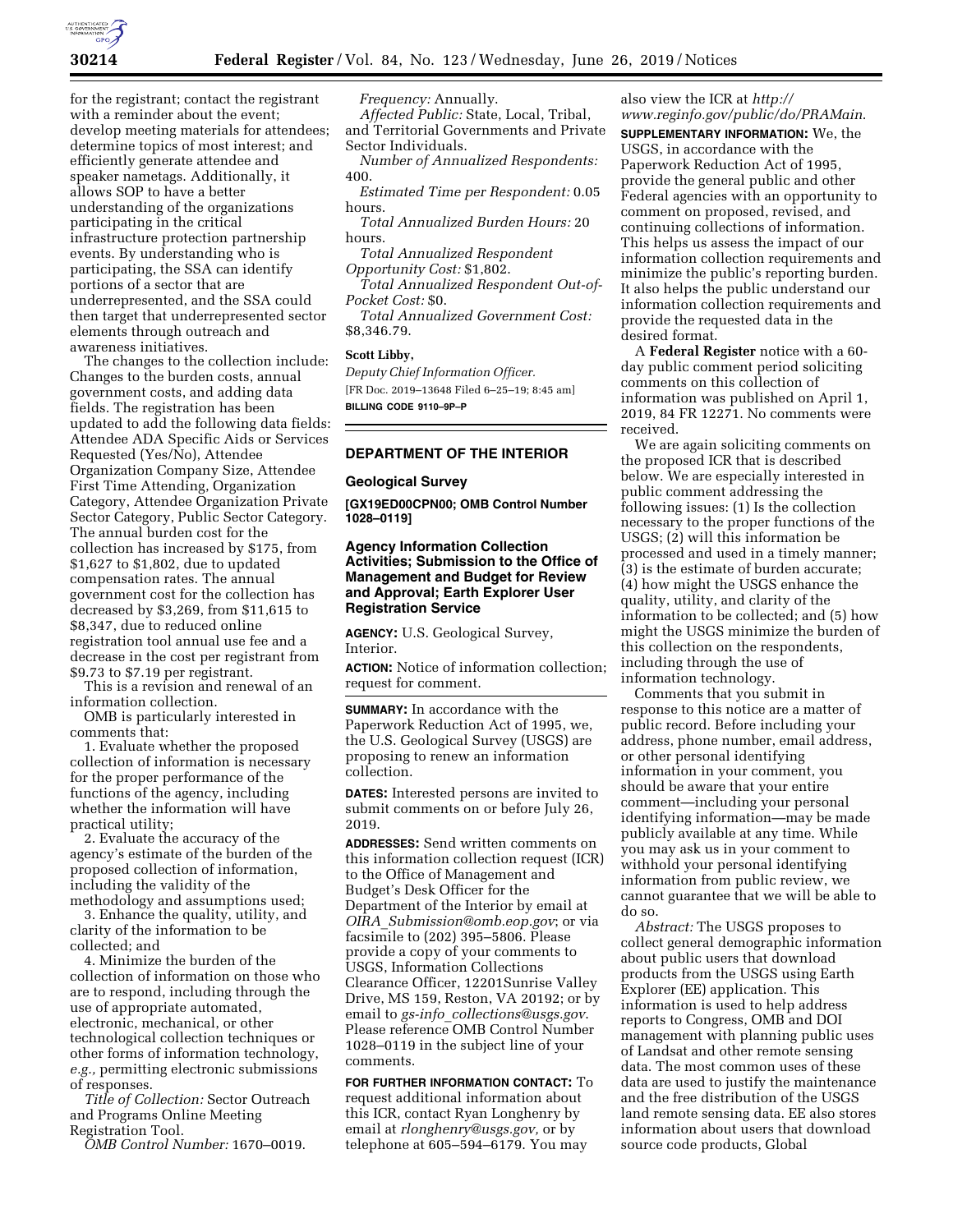for the registrant; contact the registrant with a reminder about the event; develop meeting materials for attendees; determine topics of most interest; and efficiently generate attendee and speaker nametags. Additionally, it allows SOP to have a better understanding of the organizations participating in the critical infrastructure protection partnership events. By understanding who is participating, the SSA can identify portions of a sector that are underrepresented, and the SSA could then target that underrepresented sector elements through outreach and awareness initiatives.

The changes to the collection include: Changes to the burden costs, annual government costs, and adding data fields. The registration has been updated to add the following data fields: Attendee ADA Specific Aids or Services Requested (Yes/No), Attendee Organization Company Size, Attendee First Time Attending, Organization Category, Attendee Organization Private Sector Category, Public Sector Category. The annual burden cost for the collection has increased by $175, from $1,627 to $1,802, due to updated compensation rates. The annual government cost for the collection has decreased by $3,269, from $11,615 to $8,347, due to reduced online registration tool annual use fee and a decrease in the cost per registrant from $9.73 to $7.19 per registrant.

This is a revision and renewal of an information collection.

OMB is particularly interested in comments that:

1. Evaluate whether the proposed collection of information is necessary for the proper performance of the functions of the agency, including whether the information will have practical utility;

2. Evaluate the accuracy of the agency's estimate of the burden of the proposed collection of information, including the validity of the methodology and assumptions used;

3. Enhance the quality, utility, and clarity of the information to be collected; and

4. Minimize the burden of the collection of information on those who are to respond, including through the use of appropriate automated, electronic, mechanical, or other technological collection techniques or other forms of information technology, *e.g.,* permitting electronic submissions of responses.

*Title of Collection:* Sector Outreach and Programs Online Meeting Registration Tool.

*OMB Control Number:* 1670–0019.

*Frequency:* Annually.

*Affected Public:* State, Local, Tribal, and Territorial Governments and Private Sector Individuals.

*Number of Annualized Respondents:* 400.

*Estimated Time per Respondent:* 0.05 hours.

*Total Annualized Burden Hours:* 20 hours.

*Total Annualized Respondent Opportunity Cost:* $1,802.

*Total Annualized Respondent Out-of-Pocket Cost:* $0.

*Total Annualized Government Cost:* $8,346.79.

**Scott Libby,**

*Deputy Chief Information Officer.*

[FR Doc. 2019–13648 Filed 6–25–19; 8:45 am]

**BILLING CODE 9110–9P–P**

## DEPARTMENT OF THE INTERIOR

### Geological Survey

**[GX19ED00CPN00; OMB Control Number 1028–0119]**

### Agency Information Collection Activities; Submission to the Office of Management and Budget for Review and Approval; Earth Explorer User Registration Service

**AGENCY:** U.S. Geological Survey, Interior.

**ACTION:** Notice of information collection; request for comment.

**SUMMARY:** In accordance with the Paperwork Reduction Act of 1995, we, the U.S. Geological Survey (USGS) are proposing to renew an information collection.

**DATES:** Interested persons are invited to submit comments on or before July 26, 2019.

**ADDRESSES:** Send written comments on this information collection request (ICR) to the Office of Management and Budget's Desk Officer for the Department of the Interior by email at *OIRA_Submission@omb.eop.gov*; or via facsimile to (202) 395–5806. Please provide a copy of your comments to USGS, Information Collections Clearance Officer, 12201Sunrise Valley Drive, MS 159, Reston, VA 20192; or by email to *gs-info_collections@usgs.gov*. Please reference OMB Control Number 1028–0119 in the subject line of your comments.

**FOR FURTHER INFORMATION CONTACT:** To request additional information about this ICR, contact Ryan Longhenry by email at *rlonghenry@usgs.gov,* or by telephone at 605–594–6179. You may also view the ICR at *http://www.reginfo.gov/public/do/PRAMain*.

**SUPPLEMENTARY INFORMATION:** We, the USGS, in accordance with the Paperwork Reduction Act of 1995, provide the general public and other Federal agencies with an opportunity to comment on proposed, revised, and continuing collections of information. This helps us assess the impact of our information collection requirements and minimize the public's reporting burden. It also helps the public understand our information collection requirements and provide the requested data in the desired format.

A **Federal Register** notice with a 60-day public comment period soliciting comments on this collection of information was published on April 1, 2019, 84 FR 12271. No comments were received.

We are again soliciting comments on the proposed ICR that is described below. We are especially interested in public comment addressing the following issues: (1) Is the collection necessary to the proper functions of the USGS; (2) will this information be processed and used in a timely manner; (3) is the estimate of burden accurate; (4) how might the USGS enhance the quality, utility, and clarity of the information to be collected; and (5) how might the USGS minimize the burden of this collection on the respondents, including through the use of information technology.

Comments that you submit in response to this notice are a matter of public record. Before including your address, phone number, email address, or other personal identifying information in your comment, you should be aware that your entire comment—including your personal identifying information—may be made publicly available at any time. While you may ask us in your comment to withhold your personal identifying information from public review, we cannot guarantee that we will be able to do so.

*Abstract:* The USGS proposes to collect general demographic information about public users that download products from the USGS using Earth Explorer (EE) application. This information is used to help address reports to Congress, OMB and DOI management with planning public uses of Landsat and other remote sensing data. The most common uses of these data are used to justify the maintenance and the free distribution of the USGS land remote sensing data. EE also stores information about users that download source code products, Global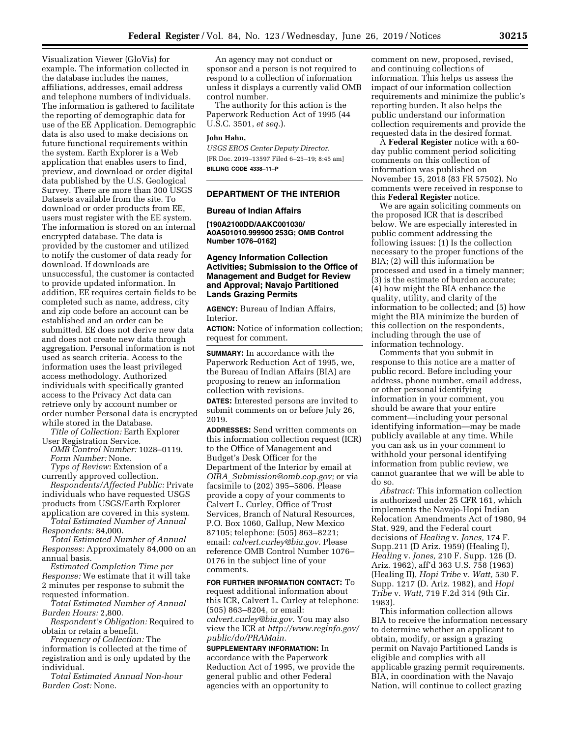Visualization Viewer (GloVis) for example. The information collected in the database includes the names, affiliations, addresses, email address and telephone numbers of individuals. The information is gathered to facilitate the reporting of demographic data for use of the EE Application. Demographic data is also used to make decisions on future functional requirements within the system. Earth Explorer is a Web application that enables users to find, preview, and download or order digital data published by the U.S. Geological Survey. There are more than 300 USGS Datasets available from the site. To download or order products from EE, users must register with the EE system. The information is stored on an internal encrypted database. The data is provided by the customer and utilized to notify the customer of data ready for download. If downloads are unsuccessful, the customer is contacted to provide updated information. In addition, EE requires certain fields to be completed such as name, address, city and zip code before an account can be established and an order can be submitted. EE does not derive new data and does not create new data through aggregation. Personal information is not used as search criteria. Access to the information uses the least privileged access methodology. Authorized individuals with specifically granted access to the Privacy Act data can retrieve only by account number or order number Personal data is encrypted while stored in the Database.

*Title of Collection:* Earth Explorer User Registration Service.

*OMB Control Number:* 1028–0119.

*Form Number:* None.

*Type of Review:* Extension of a currently approved collection.

*Respondents/Affected Public:* Private individuals who have requested USGS products from USGS/Earth Explorer application are covered in this system.

*Total Estimated Number of Annual Respondents:* 84,000.

*Total Estimated Number of Annual Responses:* Approximately 84,000 on an annual basis.

*Estimated Completion Time per Response:* We estimate that it will take 2 minutes per response to submit the requested information.

*Total Estimated Number of Annual Burden Hours:* 2,800.

*Respondent's Obligation:* Required to obtain or retain a benefit.

*Frequency of Collection:* The information is collected at the time of registration and is only updated by the individual.

*Total Estimated Annual Non-hour Burden Cost:* None.

An agency may not conduct or sponsor and a person is not required to respond to a collection of information unless it displays a currently valid OMB control number.

The authority for this action is the Paperwork Reduction Act of 1995 (44 U.S.C. 3501, *et seq.*).

**John Hahn,**

*USGS EROS Center Deputy Director.*

[FR Doc. 2019–13597 Filed 6–25–19; 8:45 am]

**BILLING CODE 4338–11–P**

## DEPARTMENT OF THE INTERIOR

### Bureau of Indian Affairs

**[190A2100DD/AAKC001030/A0A501010.999900 253G; OMB Control Number 1076–0162]**

### Agency Information Collection Activities; Submission to the Office of Management and Budget for Review and Approval; Navajo Partitioned Lands Grazing Permits

**AGENCY:** Bureau of Indian Affairs, Interior.

**ACTION:** Notice of information collection; request for comment.

**SUMMARY:** In accordance with the Paperwork Reduction Act of 1995, we, the Bureau of Indian Affairs (BIA) are proposing to renew an information collection with revisions.

**DATES:** Interested persons are invited to submit comments on or before July 26, 2019.

**ADDRESSES:** Send written comments on this information collection request (ICR) to the Office of Management and Budget's Desk Officer for the Department of the Interior by email at *OIRA_Submission@omb.eop.gov;* or via facsimile to (202) 395–5806. Please provide a copy of your comments to Calvert L. Curley, Office of Trust Services, Branch of Natural Resources, P.O. Box 1060, Gallup, New Mexico 87105; telephone: (505) 863–8221; email: *calvert.curley@bia.gov.* Please reference OMB Control Number 1076–0176 in the subject line of your comments.

**FOR FURTHER INFORMATION CONTACT:** To request additional information about this ICR, Calvert L. Curley at telephone: (505) 863–8204, or email: *calvert.curley@bia.gov.* You may also view the ICR at *http://www.reginfo.gov/public/do/PRAMain.*

**SUPPLEMENTARY INFORMATION:** In accordance with the Paperwork Reduction Act of 1995, we provide the general public and other Federal agencies with an opportunity to comment on new, proposed, revised, and continuing collections of information. This helps us assess the impact of our information collection requirements and minimize the public's reporting burden. It also helps the public understand our information collection requirements and provide the requested data in the desired format.

A **Federal Register** notice with a 60-day public comment period soliciting comments on this collection of information was published on November 15, 2018 (83 FR 57502). No comments were received in response to this **Federal Register** notice.

We are again soliciting comments on the proposed ICR that is described below. We are especially interested in public comment addressing the following issues: (1) Is the collection necessary to the proper functions of the BIA; (2) will this information be processed and used in a timely manner; (3) is the estimate of burden accurate; (4) how might the BIA enhance the quality, utility, and clarity of the information to be collected; and (5) how might the BIA minimize the burden of this collection on the respondents, including through the use of information technology.

Comments that you submit in response to this notice are a matter of public record. Before including your address, phone number, email address, or other personal identifying information in your comment, you should be aware that your entire comment—including your personal identifying information—may be made publicly available at any time. While you can ask us in your comment to withhold your personal identifying information from public review, we cannot guarantee that we will be able to do so.

*Abstract:* This information collection is authorized under 25 CFR 161, which implements the Navajo-Hopi Indian Relocation Amendments Act of 1980, 94 Stat. 929, and the Federal court decisions of *Healing* v. *Jones,* 174 F. Supp.211 (D Ariz. 1959) (Healing I), *Healing* v. *Jones,* 210 F. Supp. 126 (D. Ariz. 1962), aff'd 363 U.S. 758 (1963) (Healing II), *Hopi Tribe* v. *Watt,* 530 F. Supp. 1217 (D. Ariz. 1982), and *Hopi Tribe* v. *Watt,* 719 F.2d 314 (9th Cir. 1983).

This information collection allows BIA to receive the information necessary to determine whether an applicant to obtain, modify, or assign a grazing permit on Navajo Partitioned Lands is eligible and complies with all applicable grazing permit requirements. BIA, in coordination with the Navajo Nation, will continue to collect grazing